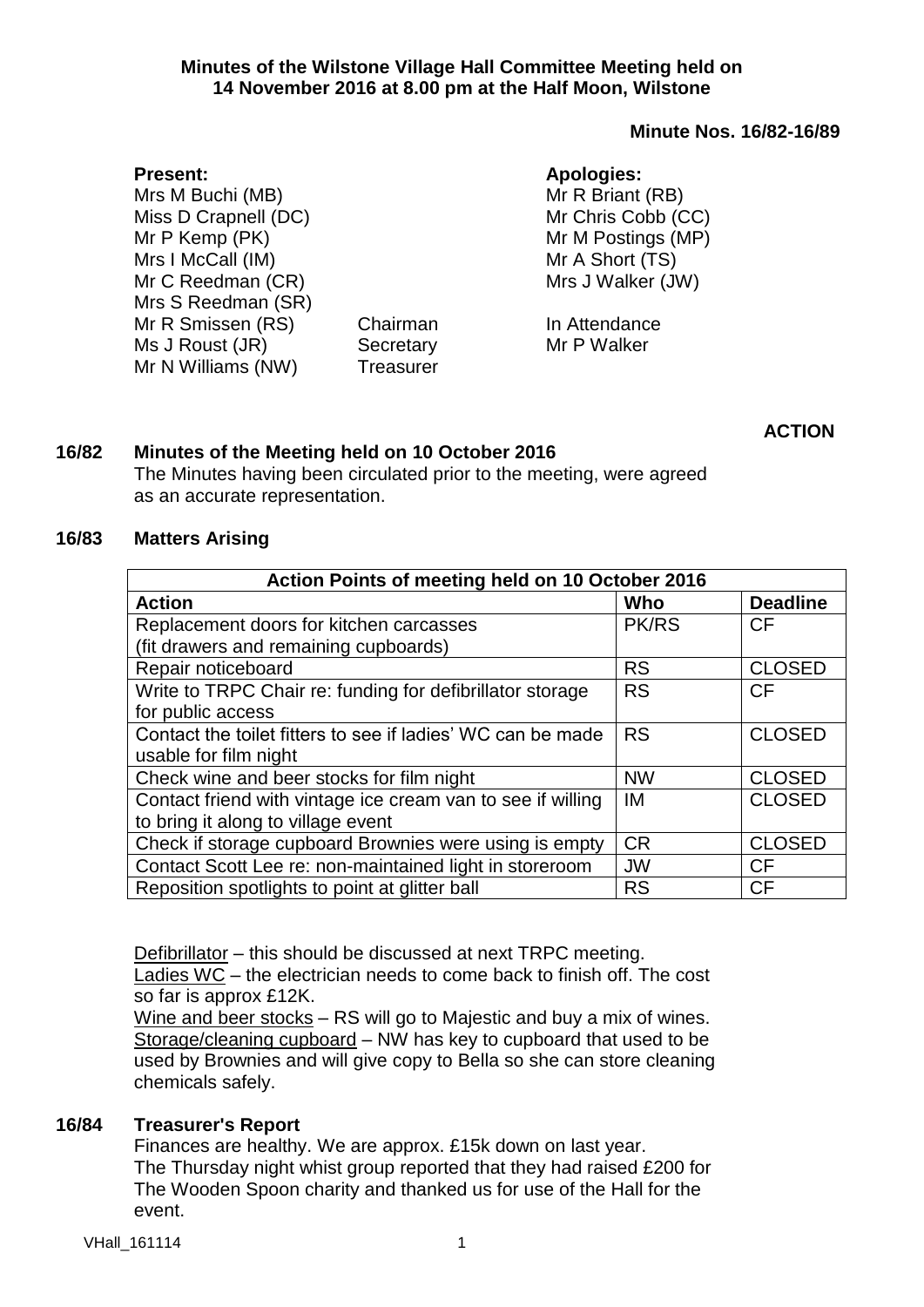**Minutes of the Wilstone Village Hall Committee Meeting held on 14 November 2016 at 8.00 pm at the Half Moon, Wilstone**

**Minute Nos. 16/82-16/89**

**Present:**
Mrs M Buchi (MB)
Miss D Crapnell (DC)
Mr P Kemp (PK)
Mrs I McCall (IM)
Mr C Reedman (CR)
Mrs S Reedman (SR)
Mr R Smissen (RS) — Chairman
Ms J Roust (JR) — Secretary
Mr N Williams (NW) — Treasurer

**Apologies:**
Mr R Briant (RB)
Mr Chris Cobb (CC)
Mr M Postings (MP)
Mr A Short (TS)
Mrs J Walker (JW)

In Attendance
Mr P Walker

**ACTION**

## 16/82 Minutes of the Meeting held on 10 October 2016

The Minutes having been circulated prior to the meeting, were agreed as an accurate representation.

## 16/83 Matters Arising

| Action Points of meeting held on 10 October 2016 | | |
|---|---|---|
| **Action** | **Who** | **Deadline** |
| Replacement doors for kitchen carcasses (fit drawers and remaining cupboards) | PK/RS | CF |
| Repair noticeboard | RS | CLOSED |
| Write to TRPC Chair re: funding for defibrillator storage for public access | RS | CF |
| Contact the toilet fitters to see if ladies' WC can be made usable for film night | RS | CLOSED |
| Check wine and beer stocks for film night | NW | CLOSED |
| Contact friend with vintage ice cream van to see if willing to bring it along to village event | IM | CLOSED |
| Check if storage cupboard Brownies were using is empty | CR | CLOSED |
| Contact Scott Lee re: non-maintained light in storeroom | JW | CF |
| Reposition spotlights to point at glitter ball | RS | CF |

Defibrillator – this should be discussed at next TRPC meeting.
Ladies WC – the electrician needs to come back to finish off. The cost so far is approx £12K.
Wine and beer stocks – RS will go to Majestic and buy a mix of wines.
Storage/cleaning cupboard – NW has key to cupboard that used to be used by Brownies and will give copy to Bella so she can store cleaning chemicals safely.

## 16/84 Treasurer's Report

Finances are healthy. We are approx. £15k down on last year.
The Thursday night whist group reported that they had raised £200 for The Wooden Spoon charity and thanked us for use of the Hall for the event.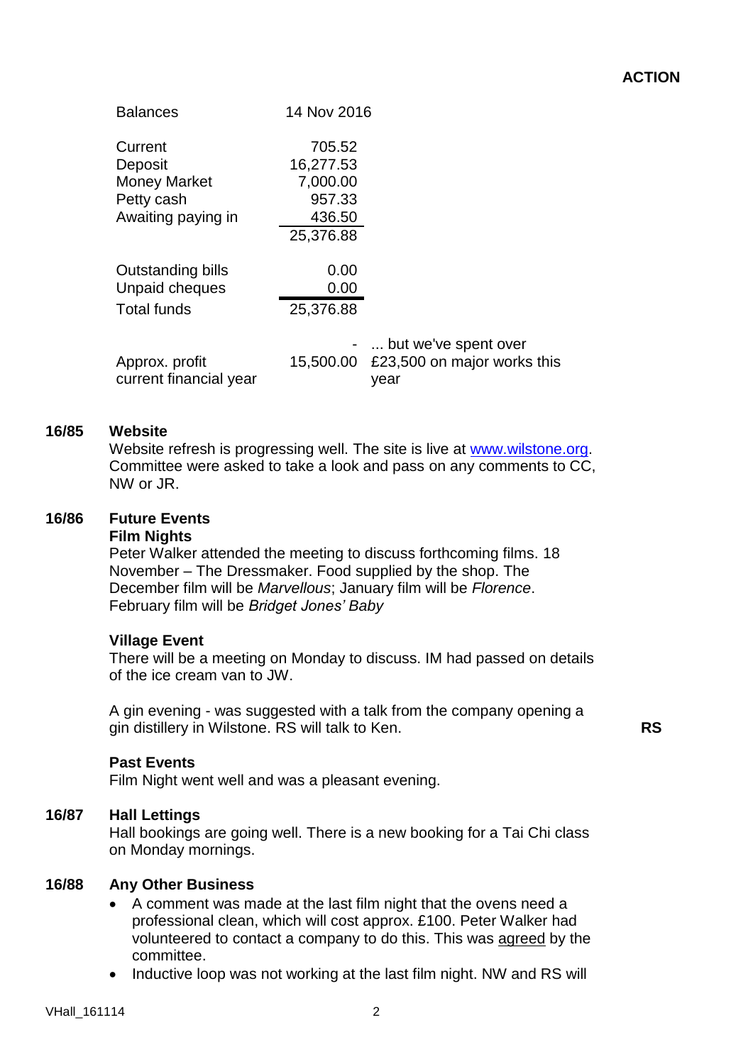**ACTION**

| Balances | 14 Nov 2016 | |
|---|---|---|
| Current | 705.52 | |
| Deposit | 16,277.53 | |
| Money Market | 7,000.00 | |
| Petty cash | 957.33 | |
| Awaiting paying in | 436.50 | |
| | 25,376.88 | |
| Outstanding bills | 0.00 | |
| Unpaid cheques | 0.00 | |
| Total funds | 25,376.88 | |
| | - | ... but we've spent over |
| Approx. profit current financial year | 15,500.00 | £23,500 on major works this year |

**16/85 Website**

Website refresh is progressing well. The site is live at [www.wilstone.org](http://www.wilstone.org). Committee were asked to take a look and pass on any comments to CC, NW or JR.

**16/86 Future Events**

**Film Nights**

Peter Walker attended the meeting to discuss forthcoming films. 18 November – The Dressmaker. Food supplied by the shop. The December film will be *Marvellous*; January film will be *Florence*. February film will be *Bridget Jones' Baby*

**Village Event**

There will be a meeting on Monday to discuss. IM had passed on details of the ice cream van to JW.

A gin evening - was suggested with a talk from the company opening a gin distillery in Wilstone. RS will talk to Ken. **RS**

**Past Events**

Film Night went well and was a pleasant evening.

**16/87 Hall Lettings**

Hall bookings are going well. There is a new booking for a Tai Chi class on Monday mornings.

**16/88 Any Other Business**

- A comment was made at the last film night that the ovens need a professional clean, which will cost approx. £100. Peter Walker had volunteered to contact a company to do this. This was agreed by the committee.
- Inductive loop was not working at the last film night. NW and RS will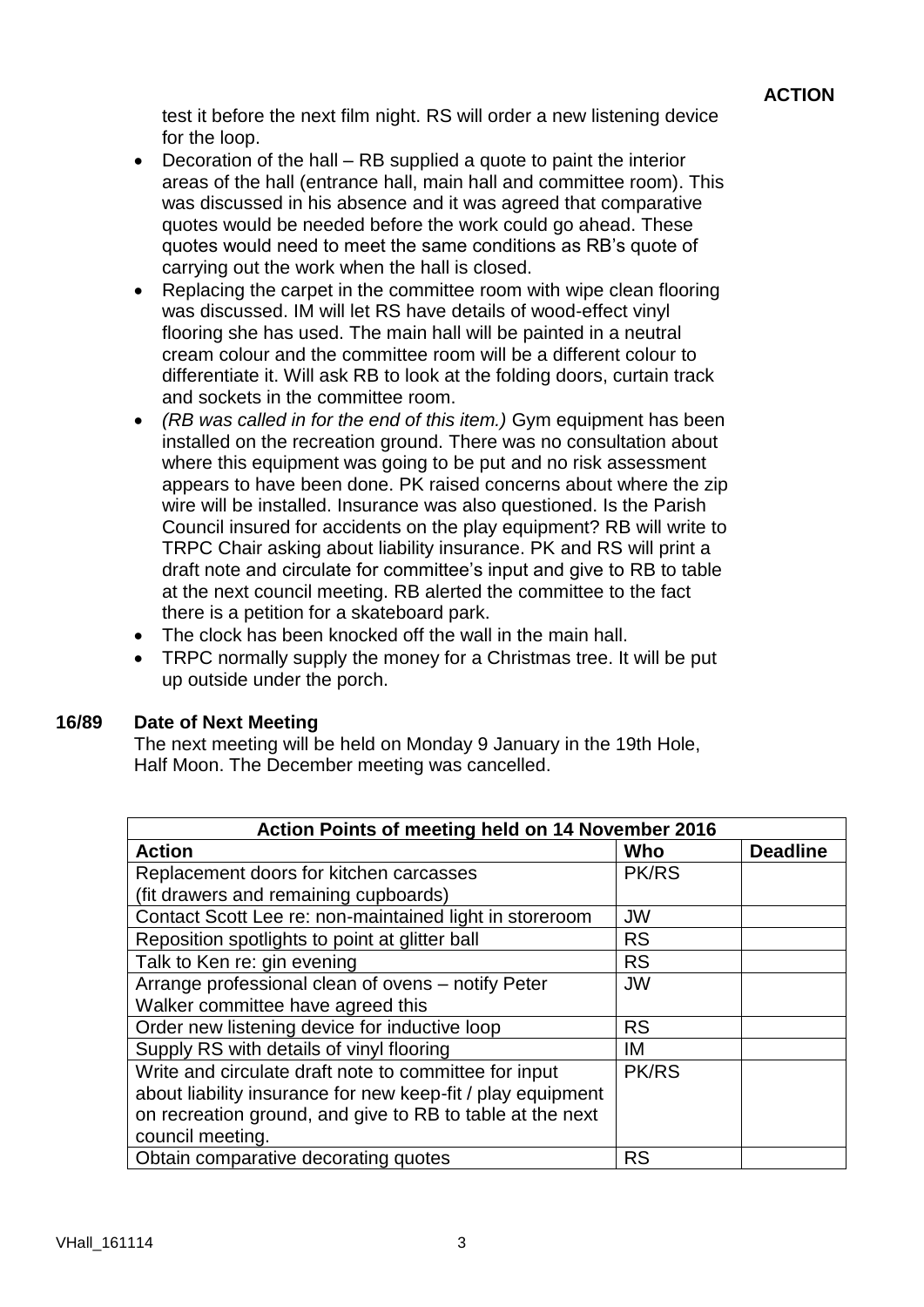**ACTION**

test it before the next film night. RS will order a new listening device for the loop.

- Decoration of the hall – RB supplied a quote to paint the interior areas of the hall (entrance hall, main hall and committee room). This was discussed in his absence and it was agreed that comparative quotes would be needed before the work could go ahead. These quotes would need to meet the same conditions as RB's quote of carrying out the work when the hall is closed.
- Replacing the carpet in the committee room with wipe clean flooring was discussed. IM will let RS have details of wood-effect vinyl flooring she has used. The main hall will be painted in a neutral cream colour and the committee room will be a different colour to differentiate it. Will ask RB to look at the folding doors, curtain track and sockets in the committee room.
- *(RB was called in for the end of this item.)* Gym equipment has been installed on the recreation ground. There was no consultation about where this equipment was going to be put and no risk assessment appears to have been done. PK raised concerns about where the zip wire will be installed. Insurance was also questioned. Is the Parish Council insured for accidents on the play equipment? RB will write to TRPC Chair asking about liability insurance. PK and RS will print a draft note and circulate for committee's input and give to RB to table at the next council meeting. RB alerted the committee to the fact there is a petition for a skateboard park.
- The clock has been knocked off the wall in the main hall.
- TRPC normally supply the money for a Christmas tree. It will be put up outside under the porch.

**16/89 Date of Next Meeting**

The next meeting will be held on Monday 9 January in the 19th Hole, Half Moon. The December meeting was cancelled.

| Action Points of meeting held on 14 November 2016 | | |
|---|---|---|
| **Action** | **Who** | **Deadline** |
| Replacement doors for kitchen carcasses (fit drawers and remaining cupboards) | PK/RS | |
| Contact Scott Lee re: non-maintained light in storeroom | JW | |
| Reposition spotlights to point at glitter ball | RS | |
| Talk to Ken re: gin evening | RS | |
| Arrange professional clean of ovens – notify Peter Walker committee have agreed this | JW | |
| Order new listening device for inductive loop | RS | |
| Supply RS with details of vinyl flooring | IM | |
| Write and circulate draft note to committee for input about liability insurance for new keep-fit / play equipment on recreation ground, and give to RB to table at the next council meeting. | PK/RS | |
| Obtain comparative decorating quotes | RS | |

VHall_161114